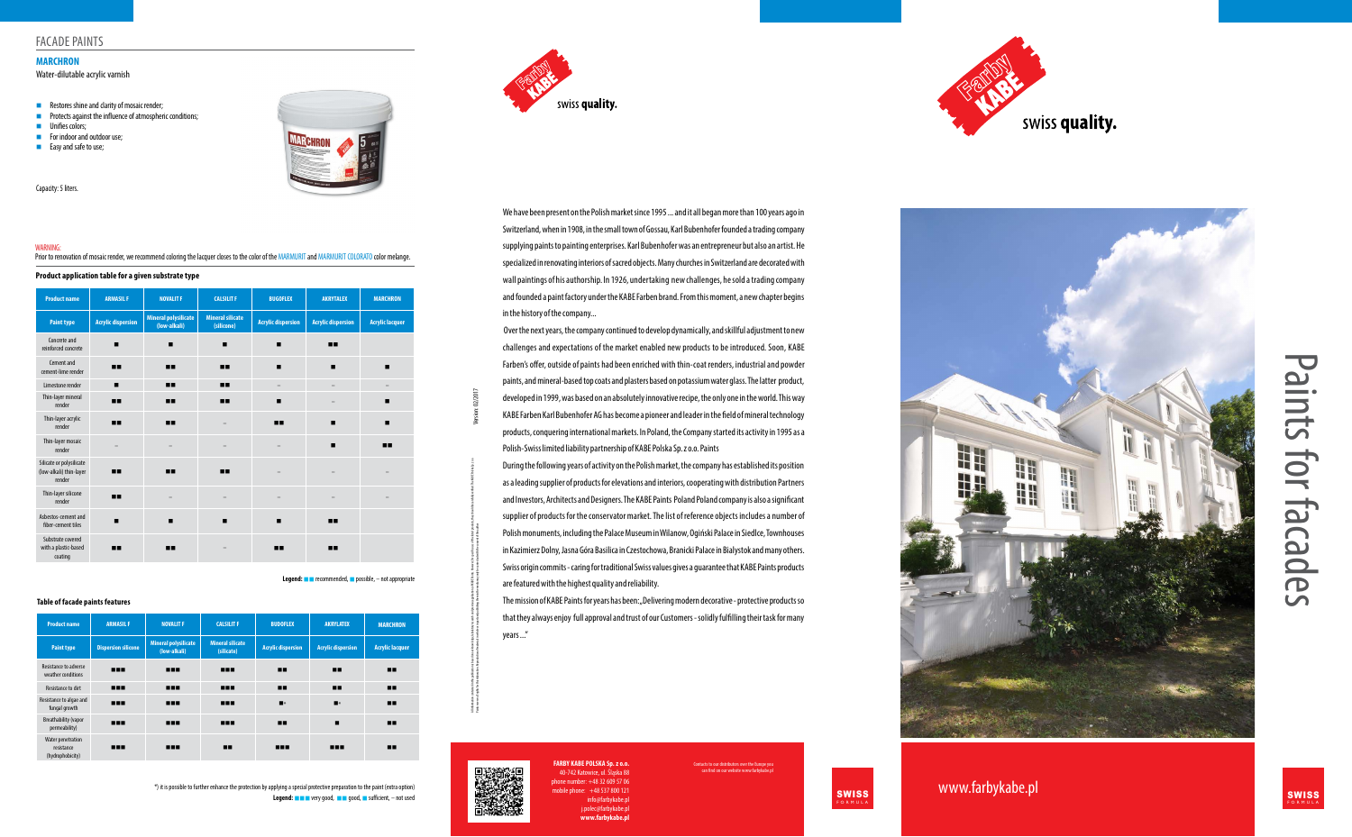# FACADE PAINTS

## MARCHRON

Water-dilutable acrylic varnish

- Restores shine and clarity of mosaic render;
- Protects against the influence of atmospheric conditions;
- Unifies colors;
- For indoor and outdoor use;
- Easy and safe to use;

Capacity: 5 liters.

WARNING:
Prior to renovation of mosaic render, we recommend coloring the lacquer closes to the color of the MARMURIT and MARMURIT COLORATO color melange.

### Product application table for a given substrate type

| Product name | ARMASIL F | NOVALIT F | CALSILIT F | BUDOFLEX | AKRYLATEX | MARCHRON |
|---|---|---|---|---|---|---|
| Paint type | Acrylic dispersion | Mineral polysilicate (low-alkali) | Mineral silicate (silicone) | Acrylic dispersion | Acrylic dispersion | Acrylic lacquer |
| Concrete and reinforced concrete | ■ | ■ | ■ | ■ | ■■ | |
| Cement and cement-lime render | ■■ | ■■ | ■■ | ■ | ■ | ■ |
| Limestone render | ■ | ■■ | ■■ | – | – | – |
| Thin-layer mineral render | ■■ | ■■ | ■■ | ■ | – | ■ |
| Thin-layer acrylic render | ■■ | ■■ | – | ■■ | ■ | ■ |
| Thin-layer mosaic render | – | – | – | – | ■ | ■■ |
| Silicate or polysilicate (low-alkali) thin-layer render | ■■ | ■■ | ■■ | – | – | – |
| Thin-layer silicone render | ■■ | – | – | – | – | – |
| Asbestos-cement and fiber-cement tiles | ■ | ■ | ■ | ■ | ■■ | |
| Substrate covered with a plastic-based coating | ■■ | ■■ | – | ■■ | ■■ | |

**Legend:** ■■ recommended, ■ possible, – not appropriate

### Table of facade paints features

| Product name | ARMASIL F | NOVALIT F | CALSILIT F | BUDOFLEX | AKRYLATEX | MARCHRON |
|---|---|---|---|---|---|---|
| Paint type | Dispersion silicone | Mineral polysilicate (low-alkali) | Mineral silicate (silicate) | Acrylic dispersion | Acrylic dispersion | Acrylic lacquer |
| Resistance to adverse weather conditions | ■■■ | ■■■ | ■■■ | ■■ | ■■ | ■■ |
| Resistance to dirt | ■■■ | ■■■ | ■■■ | ■■ | ■■ | ■■ |
| Resistance to algae and fungal growth | ■■■ | ■■■ | ■■■ | ■* | ■* | ■■ |
| Breathability (vapor permeability) | ■■■ | ■■■ | ■■■ | ■■ | ■ | ■■ |
| Water penetration resistance (hydrophobicity) | ■■■ | ■■■ | ■■ | ■■■ | ■■■ | ■■ |

*) it is possible to further enhance the protection by applying a special protective preparation to the paint (extra option)

**Legend:** ■■■ very good, ■■ good, ■ sufficient, – not used

Farby KABE swiss **quality.**

We have been present on the Polish market since 1995 ... and it all began more than 100 years ago in Switzerland, when in 1908, in the small town of Gossau, Karl Bubenhofer founded a trading company supplying paints to painting enterprises. Karl Bubenhofer was an entrepreneur but also an artist. He specialized in renovating interiors of sacred objects. Many churches in Switzerland are decorated with wall paintings of his authorship. In 1926, undertaking new challenges, he sold a trading company and founded a paint factory under the KABE Farben brand. From this moment, a new chapter begins in the history of the company...

Over the next years, the company continued to develop dynamically, and skillful adjustment to new challenges and expectations of the market enabled new products to be introduced. Soon, KABE Farben's offer, outside of paints had been enriched with thin-coat renders, industrial and powder paints, and mineral-based top coats and plasters based on potassium water glass. The latter product, developed in 1999, was based on an absolutely innovative recipe, the only one in the world. This way KABE Farben Karl Bubenhofer AG has become a pioneer and leader in the field of mineral technology products, conquering international markets. In Poland, the Company started its activity in 1995 as a Polish-Swiss limited liability partnership of KABE Polska Sp. z o.o. Paints

During the following years of activity on the Polish market, the company has established its position as a leading supplier of products for elevations and interiors, cooperating with distribution Partners and Investors, Architects and Designers. The KABE Paints Poland Poland company is also a significant supplier of products for the conservator market. The list of reference objects includes a number of Polish monuments, including the Palace Museum in Wilanow, Ogiński Palace in Siedlce, Townhouses in Kazimierz Dolny, Jasna Góra Basilica in Czestochowa, Branicki Palace in Bialystok and many others. Swiss origin commits - caring for traditional Swiss values gives a guarantee that KABE Paints products are featured with the highest quality and reliability.

The mission of KABE Paints for years has been: „Delivering modern decorative - protective products so that they always enjoy full approval and trust of our Customers - solidly fulfilling their task for many years ..."

Version 02/2017

**FARBY KABE POLSKA Sp. z o.o.**
40-742 Katowice, ul. Śląska 88
phone number: +48 32 609 57 06
mobile phone: +48 537 800 121
info@farbykabe.pl
j.polec@farbykabe.pl
**www.farbykabe.pl**

Contacts to our distributors over the Europe you can find on our website www.farbykabe.pl

SWISS FORMULA

Farby KABE swiss **quality.**

# Paints for facades

www.farbykabe.pl

SWISS FORMULA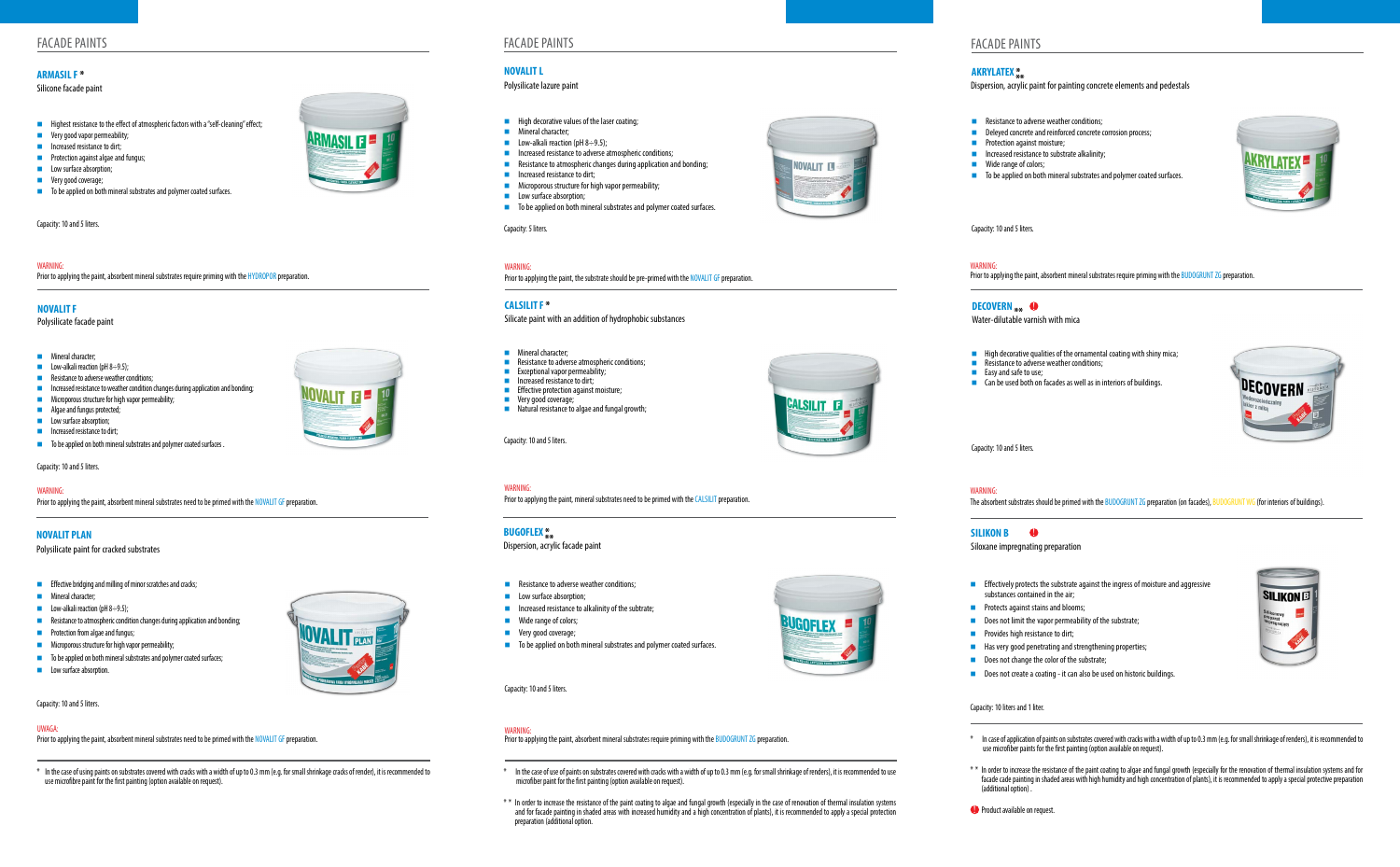# FACADE PAINTS

## ARMASIL F *

Silicone facade paint

- Highest resistance to the effect of atmospheric factors with a "self-cleaning" effect;
- Very good vapor permeability;
- Increased resistance to dirt;
- Protection against algae and fungus;
- Low surface absorption;
- Very good coverage;
- To be applied on both mineral substrates and polymer coated surfaces.

Capacity: 10 and 5 liters.

WARNING:
Prior to applying the paint, absorbent mineral substrates require priming with the HYDROPOR preparation.

## NOVALIT F

Polysilicate facade paint

- Mineral character;
- Low-alkali reaction (pH 8÷9.5);
- Resistance to adverse weather conditions;
- Increased resistance to weather condition changes during application and bonding;
- Microporous structure for high vapor permeability;
- Algae and fungus protected;
- Low surface absorption;
- Increased resistance to dirt;
- To be applied on both mineral substrates and polymer coated surfaces .

Capacity: 10 and 5 liters.

WARNING:
Prior to applying the paint, absorbent mineral substrates need to be primed with the NOVALIT GF preparation.

## NOVALIT PLAN

Polysilicate paint for cracked substrates

- Effective bridging and milling of minor scratches and cracks;
- Mineral character;
- Low-alkali reaction (pH 8÷9.5);
- Resistance to atmospheric condition changes during application and bonding;
- Protection from algae and fungus;
- Microporous structure for high vapor permeability;
- To be applied on both mineral substrates and polymer coated surfaces;
- Low surface absorption.

Capacity: 10 and 5 liters.

UWAGA:
Prior to applying the paint, absorbent mineral substrates need to be primed with the NOVALIT GF preparation.

\* In the case of using paints on substrates covered with cracks with a width of up to 0.3 mm (e.g. for small shrinkage cracks of render), it is recommended to use microfibre paint for the first painting (option available on request).

## NOVALIT L

Polysilicate lazure paint

- High decorative values of the laser coating;
- Mineral character;
- Low-alkali reaction (pH 8÷9.5);
- Increased resistance to adverse atmospheric conditions;
- Resistance to atmospheric changes during application and bonding;
- Increased resistance to dirt;
- Microporous structure for high vapor permeability;
- Low surface absorption;
- To be applied on both mineral substrates and polymer coated surfaces.

Capacity: 5 liters.

WARNING:
Prior to applying the paint, the substrate should be pre-primed with the NOVALIT GF preparation.

## CALSILIT F *

Silicate paint with an addition of hydrophobic substances

- Mineral character;
- Resistance to adverse atmospheric conditions;
- Exceptional vapor permeability;
- Increased resistance to dirt;
- Effective protection against moisture;
- Very good coverage;
- Natural resistance to algae and fungal growth;

Capacity: 10 and 5 liters.

WARNING:
Prior to applying the paint, mineral substrates need to be primed with the CALSILIT preparation.

## BUGOFLEX * **

Dispersion, acrylic facade paint

- Resistance to adverse weather conditions;
- Low surface absorption;
- Increased resistance to alkalinity of the subtrate;
- Wide range of colors;
- Very good coverage;
- To be applied on both mineral substrates and polymer coated surfaces.

Capacity: 10 and 5 liters.

WARNING:
Prior to applying the paint, absorbent mineral substrates require priming with the BUDOGRUNT ZG preparation.

\* In the case of use of paints on substrates covered with cracks with a width of up to 0.3 mm (e.g. for small shrinkage of renders), it is recommended to use microfiber paint for the first painting (option available on request).

\* \* In order to increase the resistance of the paint coating to algae and fungal growth (especially in the case of renovation of thermal insulation systems and for facade painting in shaded areas with increased humidity and a high concentration of plants), it is recommended to apply a special protection preparation (additional option.

## AKRYLATEX * **

Dispersion, acrylic paint for painting concrete elements and pedestals

- Resistance to adverse weather conditions;
- Deleyed concrete and reinforced concrete corrosion process;
- Protection against moisture;
- Increased resistance to substrate alkalinity;
- Wide range of colors;
- To be applied on both mineral substrates and polymer coated surfaces.

Capacity: 10 and 5 liters.

WARNING:
Prior to applying the paint, absorbent mineral substrates require priming with the BUDOGRUNT ZG preparation.

## DECOVERN ** !

Water-dilutable varnish with mica

- High decorative qualities of the ornamental coating with shiny mica;
- Resistance to adverse weather conditions;
- Easy and safe to use;
- Can be used both on facades as well as in interiors of buildings.

Capacity: 10 and 5 liters.

WARNING:
The absorbent substrates should be primed with the BUDOGRUNT ZG preparation (on facades), BUDOGRUNT WG (for interiors of buildings).

## SILIKON B !

Siloxane impregnating preparation

- Effectively protects the substrate against the ingress of moisture and aggressive substances contained in the air;
- Protects against stains and blooms;
- Does not limit the vapor permeability of the substrate;
- Provides high resistance to dirt;
- Has very good penetrating and strengthening properties;
- Does not change the color of the substrate;
- Does not create a coating - it can also be used on historic buildings.

Capacity: 10 liters and 1 liter.

\* In case of application of paints on substrates covered with cracks with a width of up to 0.3 mm (e.g. for small shrinkage of renders), it is recommended to use microfiber paints for the first painting (option available on request).

\* \* In order to increase the resistance of the paint coating to algae and fungal growth (especially for the renovation of thermal insulation systems and for facade cade painting in shaded areas with high humidity and high concentration of plants), it is recommended to apply a special protective preparation (additional option) .

! Product available on request.